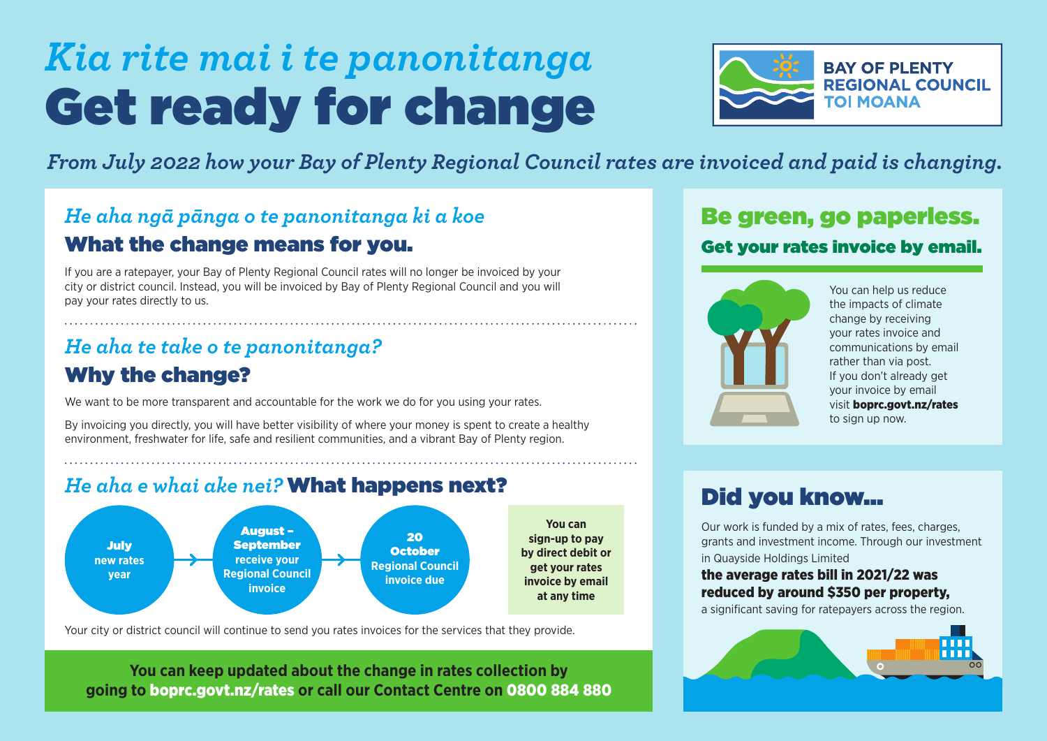# *Kia rite mai i te panonitanga*
# Get ready for change

BAY OF PLENTY REGIONAL COUNCIL TOI MOANA

*From July 2022 how your Bay of Plenty Regional Council rates are invoiced and paid is changing.*

## *He aha ngā pānga o te panonitanga ki a koe*
## What the change means for you.

If you are a ratepayer, your Bay of Plenty Regional Council rates will no longer be invoiced by your city or district council. Instead, you will be invoiced by Bay of Plenty Regional Council and you will pay your rates directly to us.

## *He aha te take o te panonitanga?*
## Why the change?

We want to be more transparent and accountable for the work we do for you using your rates.

By invoicing you directly, you will have better visibility of where your money is spent to create a healthy environment, freshwater for life, safe and resilient communities, and a vibrant Bay of Plenty region.

## *He aha e whai ake nei?* What happens next?

**July** new rates year → **August – September** receive your Regional Council invoice → **20 October** Regional Council invoice due

**You can sign-up to pay by direct debit or get your rates invoice by email at any time**

Your city or district council will continue to send you rates invoices for the services that they provide.

**You can keep updated about the change in rates collection by going to boprc.govt.nz/rates or call our Contact Centre on 0800 884 880**

## Be green, go paperless.
### Get your rates invoice by email.

You can help us reduce the impacts of climate change by receiving your rates invoice and communications by email rather than via post. If you don't already get your invoice by email visit **boprc.govt.nz/rates** to sign up now.

## Did you know...

Our work is funded by a mix of rates, fees, charges, grants and investment income. Through our investment in Quayside Holdings Limited **the average rates bill in 2021/22 was reduced by around $350 per property,** a significant saving for ratepayers across the region.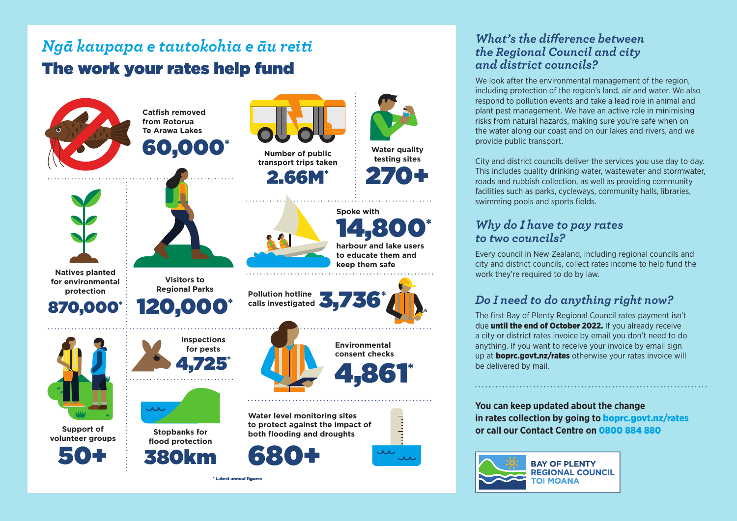## *Ngā kaupapa e tautokohia e āu reiti*

# The work your rates help fund

Catfish removed from Rotorua Te Arawa Lakes
**60,000***

Number of public transport trips taken
**2.66M***

Water quality testing sites
**270+**

Natives planted for environmental protection
**870,000***

Visitors to Regional Parks
**120,000***

Spoke with
**14,800***
harbour and lake users to educate them and keep them safe

Pollution hotline calls investigated
**3,736***

Support of volunteer groups
**50+**

Inspections for pests
**4,725***

Environmental consent checks
**4,861***

Stopbanks for flood protection
**380km**

Water level monitoring sites to protect against the impact of both flooding and droughts
**680+**

* Latest annual figures

### *What's the difference between the Regional Council and city and district councils?*

We look after the environmental management of the region, including protection of the region's land, air and water. We also respond to pollution events and take a lead role in animal and plant pest management. We have an active role in minimising risks from natural hazards, making sure you're safe when on the water along our coast and on our lakes and rivers, and we provide public transport.

City and district councils deliver the services you use day to day. This includes quality drinking water, wastewater and stormwater, roads and rubbish collection, as well as providing community facilities such as parks, cycleways, community halls, libraries, swimming pools and sports fields.

### *Why do I have to pay rates to two councils?*

Every council in New Zealand, including regional councils and city and district councils, collect rates income to help fund the work they're required to do by law.

### *Do I need to do anything right now?*

The first Bay of Plenty Regional Council rates payment isn't due **until the end of October 2022.** If you already receive a city or district rates invoice by email you don't need to do anything. If you want to receive your invoice by email sign up at **boprc.govt.nz/rates** otherwise your rates invoice will be delivered by mail.

**You can keep updated about the change in rates collection by going to boprc.govt.nz/rates or call our Contact Centre on 0800 884 880**

BAY OF PLENTY REGIONAL COUNCIL TOI MOANA